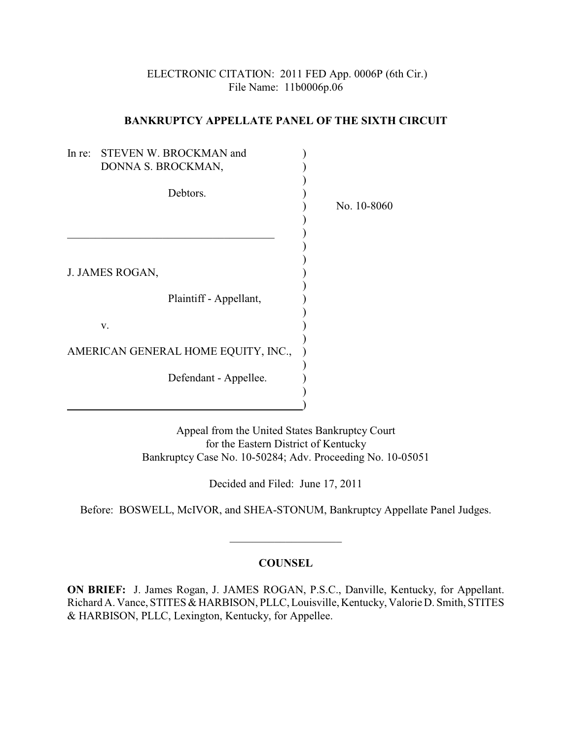ELECTRONIC CITATION: 2011 FED App. 0006P (6th Cir.)
File Name: 11b0006p.06

**BANKRUPTCY APPELLATE PANEL OF THE SIXTH CIRCUIT**

In re: STEVEN W. BROCKMAN and DONNA S. BROCKMAN,

Debtors.

---

J. JAMES ROGAN,

Plaintiff - Appellant,

v.

AMERICAN GENERAL HOME EQUITY, INC.,

Defendant - Appellee.

No. 10-8060

Appeal from the United States Bankruptcy Court
for the Eastern District of Kentucky
Bankruptcy Case No. 10-50284; Adv. Proceeding No. 10-05051

Decided and Filed: June 17, 2011

Before: BOSWELL, McIVOR, and SHEA-STONUM, Bankruptcy Appellate Panel Judges.

---

**COUNSEL**

**ON BRIEF:** J. James Rogan, J. JAMES ROGAN, P.S.C., Danville, Kentucky, for Appellant. Richard A. Vance, STITES & HARBISON, PLLC, Louisville, Kentucky, Valorie D. Smith, STITES & HARBISON, PLLC, Lexington, Kentucky, for Appellee.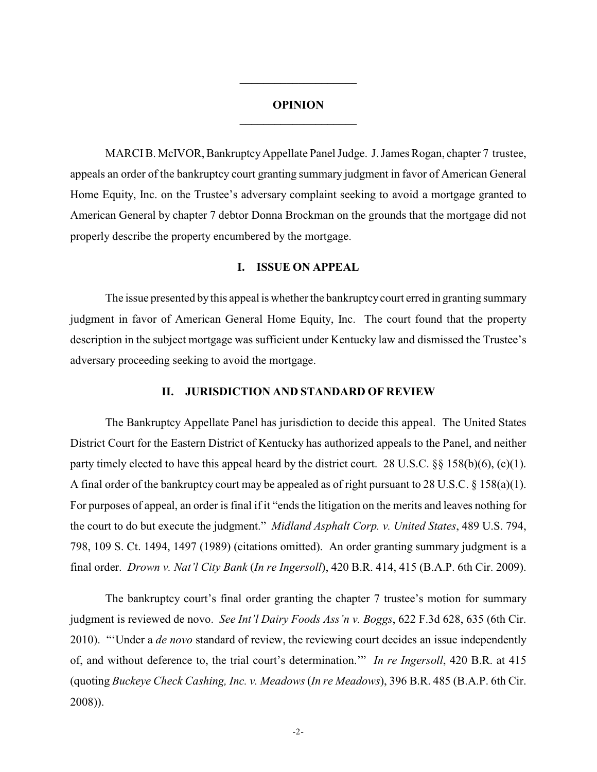## OPINION

MARCI B. McIVOR, Bankruptcy Appellate Panel Judge. J. James Rogan, chapter 7 trustee, appeals an order of the bankruptcy court granting summary judgment in favor of American General Home Equity, Inc. on the Trustee's adversary complaint seeking to avoid a mortgage granted to American General by chapter 7 debtor Donna Brockman on the grounds that the mortgage did not properly describe the property encumbered by the mortgage.

### I. ISSUE ON APPEAL

The issue presented by this appeal is whether the bankruptcy court erred in granting summary judgment in favor of American General Home Equity, Inc. The court found that the property description in the subject mortgage was sufficient under Kentucky law and dismissed the Trustee's adversary proceeding seeking to avoid the mortgage.

### II. JURISDICTION AND STANDARD OF REVIEW

The Bankruptcy Appellate Panel has jurisdiction to decide this appeal. The United States District Court for the Eastern District of Kentucky has authorized appeals to the Panel, and neither party timely elected to have this appeal heard by the district court. 28 U.S.C. §§ 158(b)(6), (c)(1). A final order of the bankruptcy court may be appealed as of right pursuant to 28 U.S.C. § 158(a)(1). For purposes of appeal, an order is final if it "ends the litigation on the merits and leaves nothing for the court to do but execute the judgment." *Midland Asphalt Corp. v. United States*, 489 U.S. 794, 798, 109 S. Ct. 1494, 1497 (1989) (citations omitted). An order granting summary judgment is a final order. *Drown v. Nat'l City Bank* (*In re Ingersoll*), 420 B.R. 414, 415 (B.A.P. 6th Cir. 2009).

The bankruptcy court's final order granting the chapter 7 trustee's motion for summary judgment is reviewed de novo. *See Int'l Dairy Foods Ass'n v. Boggs*, 622 F.3d 628, 635 (6th Cir. 2010). "'Under a *de novo* standard of review, the reviewing court decides an issue independently of, and without deference to, the trial court's determination.'" *In re Ingersoll*, 420 B.R. at 415 (quoting *Buckeye Check Cashing, Inc. v. Meadows* (*In re Meadows*), 396 B.R. 485 (B.A.P. 6th Cir. 2008)).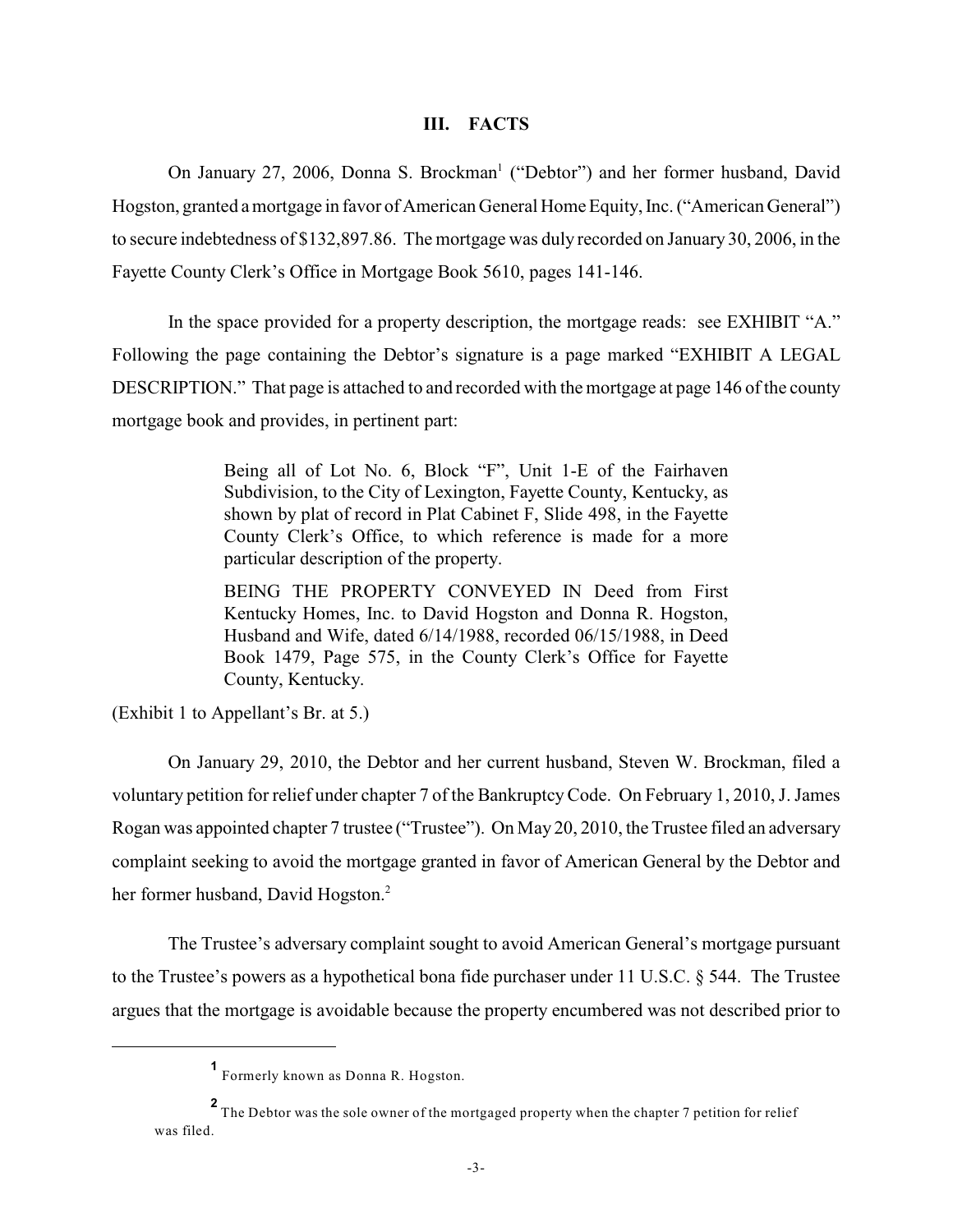## III. FACTS

On January 27, 2006, Donna S. Brockman[1] ("Debtor") and her former husband, David Hogston, granted a mortgage in favor of American General Home Equity, Inc. ("American General") to secure indebtedness of $132,897.86. The mortgage was duly recorded on January 30, 2006, in the Fayette County Clerk's Office in Mortgage Book 5610, pages 141-146.

In the space provided for a property description, the mortgage reads: see EXHIBIT "A." Following the page containing the Debtor's signature is a page marked "EXHIBIT A LEGAL DESCRIPTION." That page is attached to and recorded with the mortgage at page 146 of the county mortgage book and provides, in pertinent part:

> Being all of Lot No. 6, Block "F", Unit 1-E of the Fairhaven Subdivision, to the City of Lexington, Fayette County, Kentucky, as shown by plat of record in Plat Cabinet F, Slide 498, in the Fayette County Clerk's Office, to which reference is made for a more particular description of the property.
>
> BEING THE PROPERTY CONVEYED IN Deed from First Kentucky Homes, Inc. to David Hogston and Donna R. Hogston, Husband and Wife, dated 6/14/1988, recorded 06/15/1988, in Deed Book 1479, Page 575, in the County Clerk's Office for Fayette County, Kentucky.

(Exhibit 1 to Appellant's Br. at 5.)

On January 29, 2010, the Debtor and her current husband, Steven W. Brockman, filed a voluntary petition for relief under chapter 7 of the Bankruptcy Code. On February 1, 2010, J. James Rogan was appointed chapter 7 trustee ("Trustee"). On May 20, 2010, the Trustee filed an adversary complaint seeking to avoid the mortgage granted in favor of American General by the Debtor and her former husband, David Hogston.[2]

The Trustee's adversary complaint sought to avoid American General's mortgage pursuant to the Trustee's powers as a hypothetical bona fide purchaser under 11 U.S.C. § 544. The Trustee argues that the mortgage is avoidable because the property encumbered was not described prior to

---

[1] Formerly known as Donna R. Hogston.

[2] The Debtor was the sole owner of the mortgaged property when the chapter 7 petition for relief was filed.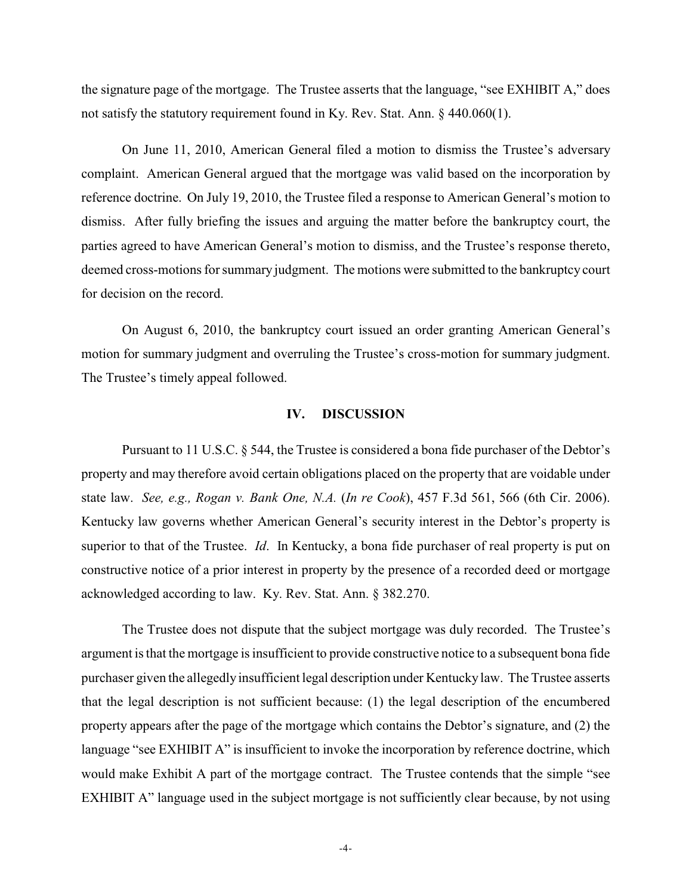the signature page of the mortgage. The Trustee asserts that the language, "see EXHIBIT A," does not satisfy the statutory requirement found in Ky. Rev. Stat. Ann. § 440.060(1).

On June 11, 2010, American General filed a motion to dismiss the Trustee's adversary complaint. American General argued that the mortgage was valid based on the incorporation by reference doctrine. On July 19, 2010, the Trustee filed a response to American General's motion to dismiss. After fully briefing the issues and arguing the matter before the bankruptcy court, the parties agreed to have American General's motion to dismiss, and the Trustee's response thereto, deemed cross-motions for summary judgment. The motions were submitted to the bankruptcy court for decision on the record.

On August 6, 2010, the bankruptcy court issued an order granting American General's motion for summary judgment and overruling the Trustee's cross-motion for summary judgment. The Trustee's timely appeal followed.

## IV. DISCUSSION

Pursuant to 11 U.S.C. § 544, the Trustee is considered a bona fide purchaser of the Debtor's property and may therefore avoid certain obligations placed on the property that are voidable under state law. *See, e.g., Rogan v. Bank One, N.A.* (*In re Cook*), 457 F.3d 561, 566 (6th Cir. 2006). Kentucky law governs whether American General's security interest in the Debtor's property is superior to that of the Trustee. *Id*. In Kentucky, a bona fide purchaser of real property is put on constructive notice of a prior interest in property by the presence of a recorded deed or mortgage acknowledged according to law. Ky. Rev. Stat. Ann. § 382.270.

The Trustee does not dispute that the subject mortgage was duly recorded. The Trustee's argument is that the mortgage is insufficient to provide constructive notice to a subsequent bona fide purchaser given the allegedly insufficient legal description under Kentucky law. The Trustee asserts that the legal description is not sufficient because: (1) the legal description of the encumbered property appears after the page of the mortgage which contains the Debtor's signature, and (2) the language "see EXHIBIT A" is insufficient to invoke the incorporation by reference doctrine, which would make Exhibit A part of the mortgage contract. The Trustee contends that the simple "see EXHIBIT A" language used in the subject mortgage is not sufficiently clear because, by not using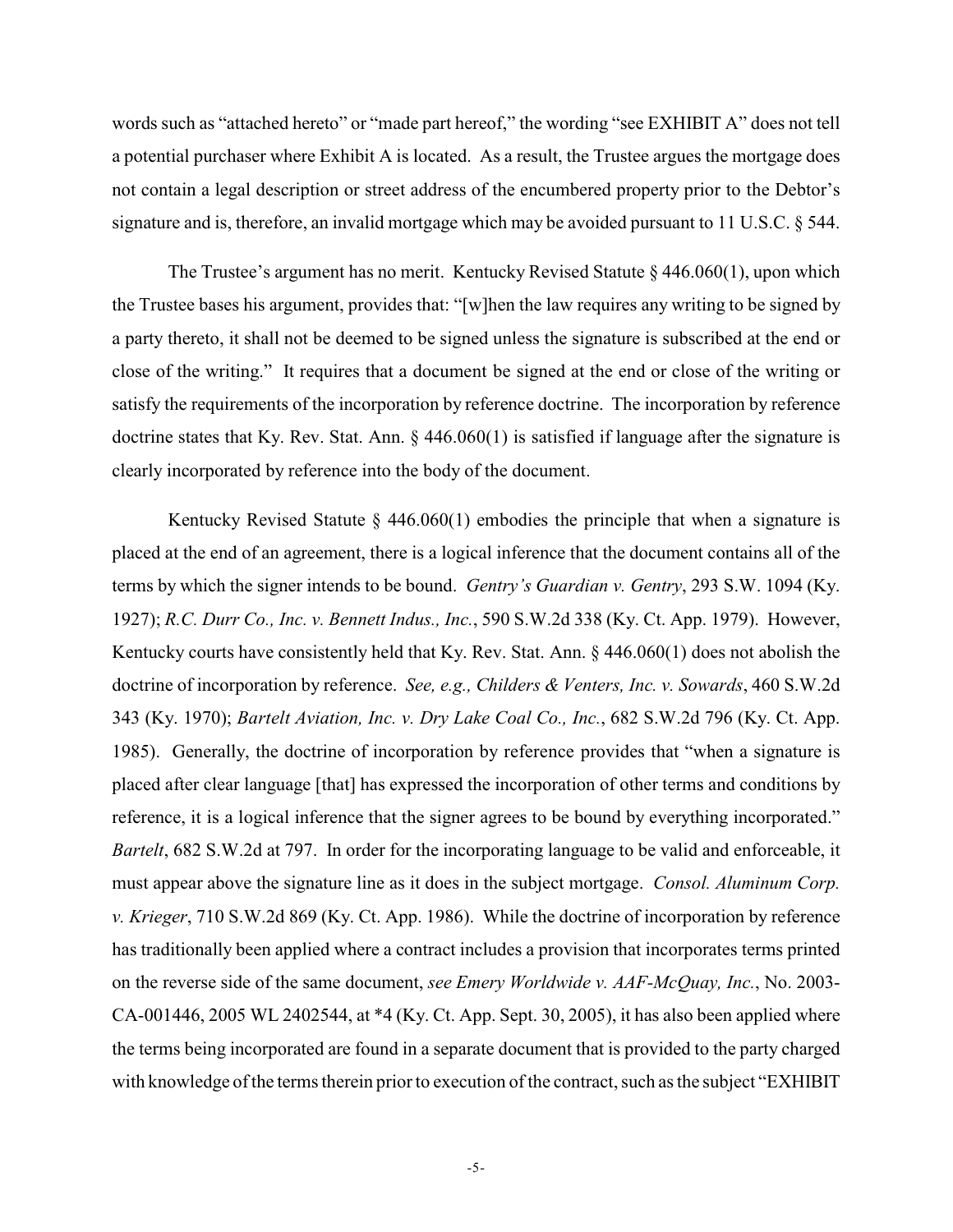words such as "attached hereto" or "made part hereof," the wording "see EXHIBIT A" does not tell a potential purchaser where Exhibit A is located. As a result, the Trustee argues the mortgage does not contain a legal description or street address of the encumbered property prior to the Debtor's signature and is, therefore, an invalid mortgage which may be avoided pursuant to 11 U.S.C. § 544.

The Trustee's argument has no merit. Kentucky Revised Statute § 446.060(1), upon which the Trustee bases his argument, provides that: "[w]hen the law requires any writing to be signed by a party thereto, it shall not be deemed to be signed unless the signature is subscribed at the end or close of the writing." It requires that a document be signed at the end or close of the writing or satisfy the requirements of the incorporation by reference doctrine. The incorporation by reference doctrine states that Ky. Rev. Stat. Ann. § 446.060(1) is satisfied if language after the signature is clearly incorporated by reference into the body of the document.

Kentucky Revised Statute § 446.060(1) embodies the principle that when a signature is placed at the end of an agreement, there is a logical inference that the document contains all of the terms by which the signer intends to be bound. *Gentry's Guardian v. Gentry*, 293 S.W. 1094 (Ky. 1927); *R.C. Durr Co., Inc. v. Bennett Indus., Inc.*, 590 S.W.2d 338 (Ky. Ct. App. 1979). However, Kentucky courts have consistently held that Ky. Rev. Stat. Ann. § 446.060(1) does not abolish the doctrine of incorporation by reference. *See, e.g., Childers & Venters, Inc. v. Sowards*, 460 S.W.2d 343 (Ky. 1970); *Bartelt Aviation, Inc. v. Dry Lake Coal Co., Inc.*, 682 S.W.2d 796 (Ky. Ct. App. 1985). Generally, the doctrine of incorporation by reference provides that "when a signature is placed after clear language [that] has expressed the incorporation of other terms and conditions by reference, it is a logical inference that the signer agrees to be bound by everything incorporated." *Bartelt*, 682 S.W.2d at 797. In order for the incorporating language to be valid and enforceable, it must appear above the signature line as it does in the subject mortgage. *Consol. Aluminum Corp. v. Krieger*, 710 S.W.2d 869 (Ky. Ct. App. 1986). While the doctrine of incorporation by reference has traditionally been applied where a contract includes a provision that incorporates terms printed on the reverse side of the same document, *see Emery Worldwide v. AAF-McQuay, Inc.*, No. 2003-CA-001446, 2005 WL 2402544, at *4 (Ky. Ct. App. Sept. 30, 2005), it has also been applied where the terms being incorporated are found in a separate document that is provided to the party charged with knowledge of the terms therein prior to execution of the contract, such as the subject "EXHIBIT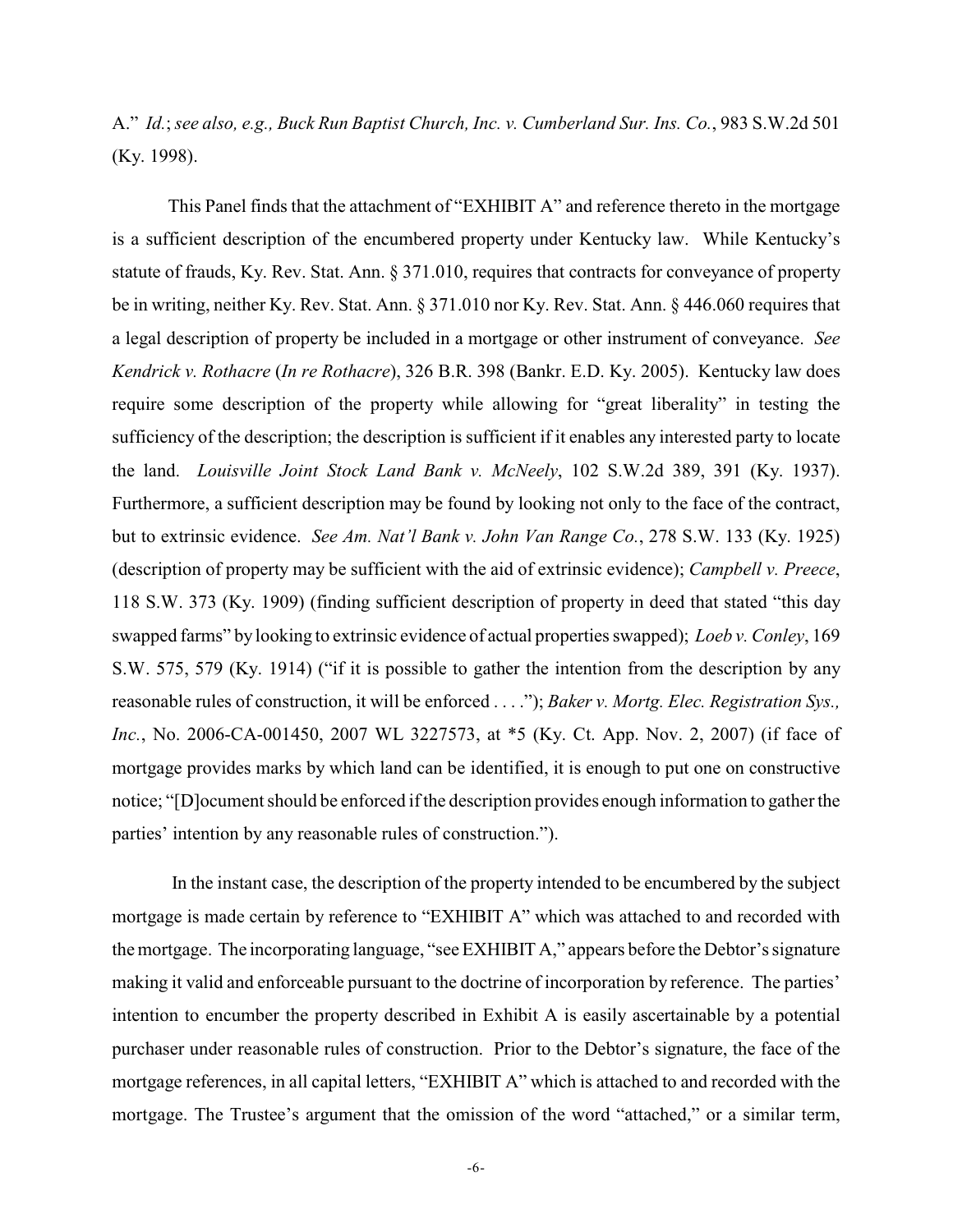A." *Id.*; *see also, e.g., Buck Run Baptist Church, Inc. v. Cumberland Sur. Ins. Co.*, 983 S.W.2d 501 (Ky. 1998).

This Panel finds that the attachment of "EXHIBIT A" and reference thereto in the mortgage is a sufficient description of the encumbered property under Kentucky law. While Kentucky's statute of frauds, Ky. Rev. Stat. Ann. § 371.010, requires that contracts for conveyance of property be in writing, neither Ky. Rev. Stat. Ann. § 371.010 nor Ky. Rev. Stat. Ann. § 446.060 requires that a legal description of property be included in a mortgage or other instrument of conveyance. *See Kendrick v. Rothacre* (*In re Rothacre*), 326 B.R. 398 (Bankr. E.D. Ky. 2005). Kentucky law does require some description of the property while allowing for "great liberality" in testing the sufficiency of the description; the description is sufficient if it enables any interested party to locate the land. *Louisville Joint Stock Land Bank v. McNeely*, 102 S.W.2d 389, 391 (Ky. 1937). Furthermore, a sufficient description may be found by looking not only to the face of the contract, but to extrinsic evidence. *See Am. Nat'l Bank v. John Van Range Co.*, 278 S.W. 133 (Ky. 1925) (description of property may be sufficient with the aid of extrinsic evidence); *Campbell v. Preece*, 118 S.W. 373 (Ky. 1909) (finding sufficient description of property in deed that stated "this day swapped farms" by looking to extrinsic evidence of actual properties swapped); *Loeb v. Conley*, 169 S.W. 575, 579 (Ky. 1914) ("if it is possible to gather the intention from the description by any reasonable rules of construction, it will be enforced . . . ."); *Baker v. Mortg. Elec. Registration Sys., Inc.*, No. 2006-CA-001450, 2007 WL 3227573, at *5 (Ky. Ct. App. Nov. 2, 2007) (if face of mortgage provides marks by which land can be identified, it is enough to put one on constructive notice; "[D]ocument should be enforced if the description provides enough information to gather the parties' intention by any reasonable rules of construction.").

In the instant case, the description of the property intended to be encumbered by the subject mortgage is made certain by reference to "EXHIBIT A" which was attached to and recorded with the mortgage. The incorporating language, "see EXHIBIT A," appears before the Debtor's signature making it valid and enforceable pursuant to the doctrine of incorporation by reference. The parties' intention to encumber the property described in Exhibit A is easily ascertainable by a potential purchaser under reasonable rules of construction. Prior to the Debtor's signature, the face of the mortgage references, in all capital letters, "EXHIBIT A" which is attached to and recorded with the mortgage. The Trustee's argument that the omission of the word "attached," or a similar term,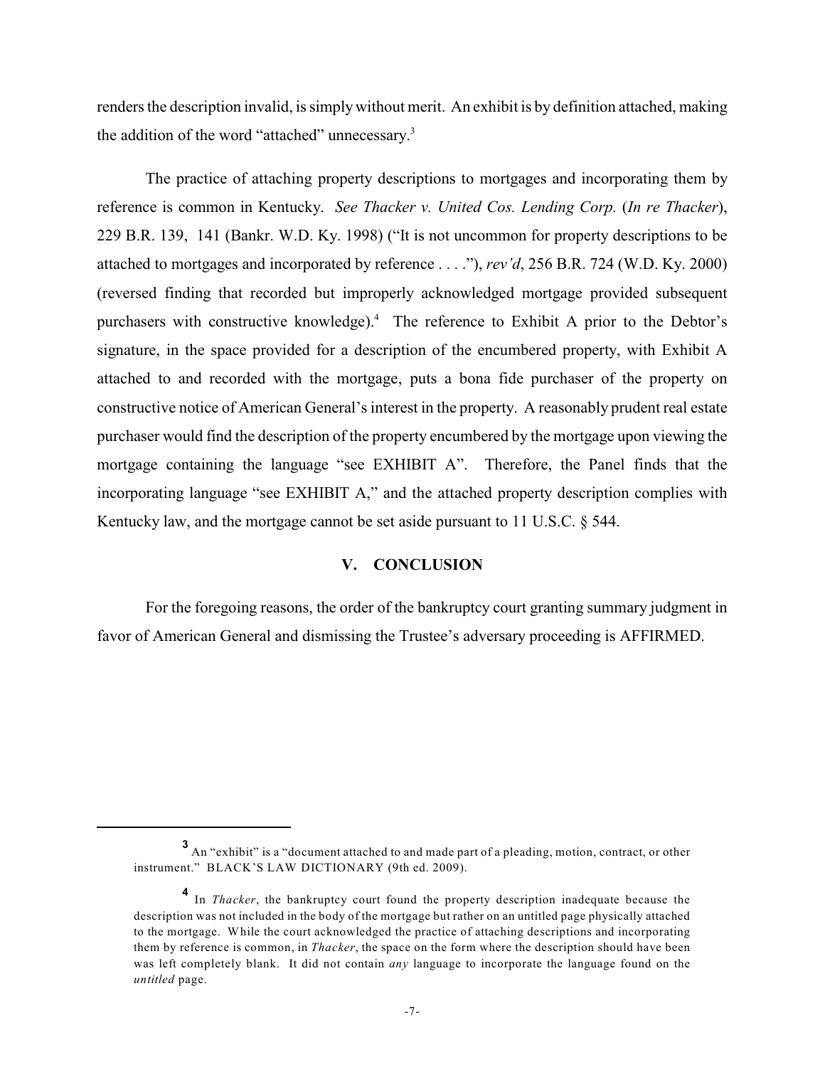renders the description invalid, is simply without merit. An exhibit is by definition attached, making the addition of the word "attached" unnecessary.[3]

The practice of attaching property descriptions to mortgages and incorporating them by reference is common in Kentucky. *See Thacker v. United Cos. Lending Corp.* (*In re Thacker*), 229 B.R. 139, 141 (Bankr. W.D. Ky. 1998) ("It is not uncommon for property descriptions to be attached to mortgages and incorporated by reference . . . ."), *rev'd*, 256 B.R. 724 (W.D. Ky. 2000) (reversed finding that recorded but improperly acknowledged mortgage provided subsequent purchasers with constructive knowledge).[4] The reference to Exhibit A prior to the Debtor's signature, in the space provided for a description of the encumbered property, with Exhibit A attached to and recorded with the mortgage, puts a bona fide purchaser of the property on constructive notice of American General's interest in the property. A reasonably prudent real estate purchaser would find the description of the property encumbered by the mortgage upon viewing the mortgage containing the language "see EXHIBIT A". Therefore, the Panel finds that the incorporating language "see EXHIBIT A," and the attached property description complies with Kentucky law, and the mortgage cannot be set aside pursuant to 11 U.S.C. § 544.

## V. CONCLUSION

For the foregoing reasons, the order of the bankruptcy court granting summary judgment in favor of American General and dismissing the Trustee's adversary proceeding is AFFIRMED.

---

[3] An "exhibit" is a "document attached to and made part of a pleading, motion, contract, or other instrument." BLACK'S LAW DICTIONARY (9th ed. 2009).

[4] In *Thacker*, the bankruptcy court found the property description inadequate because the description was not included in the body of the mortgage but rather on an untitled page physically attached to the mortgage. While the court acknowledged the practice of attaching descriptions and incorporating them by reference is common, in *Thacker*, the space on the form where the description should have been was left completely blank. It did not contain *any* language to incorporate the language found on the *untitled* page.